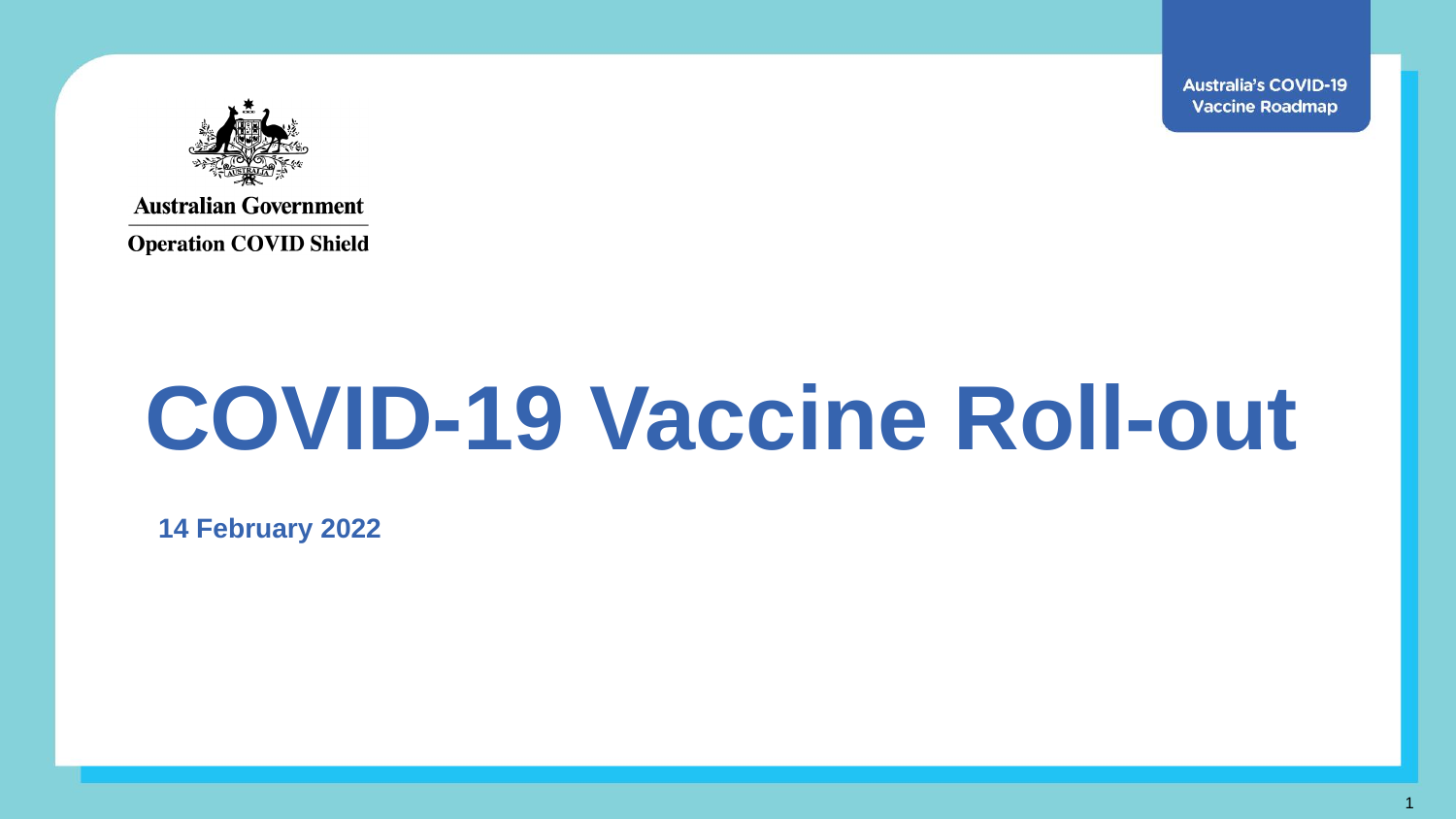Australian Government

Operation COVID Shield

Australia's COVID-19 Vaccine Roadmap

# COVID-19 Vaccine Roll-out

**14 February 2022**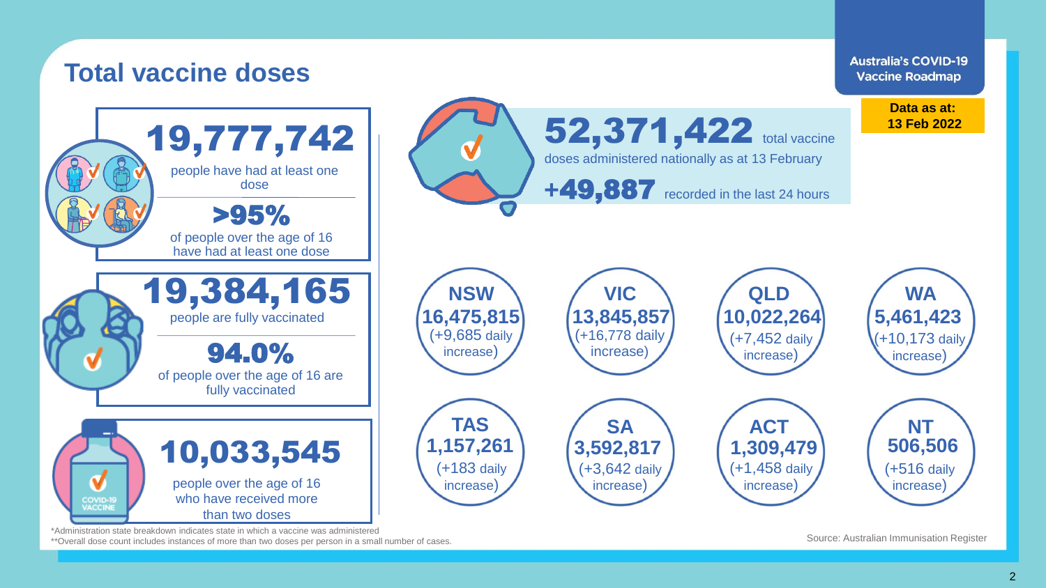# Total vaccine doses

**Australia's COVID-19 Vaccine Roadmap**

**Data as at: 13 Feb 2022**

**19,777,742**
people have had at least one dose

**>95%**
of people over the age of 16 have had at least one dose

**19,384,165**
people are fully vaccinated

**94.0%**
of people over the age of 16 are fully vaccinated

**10,033,545**
people over the age of 16 who have received more than two doses

**52,371,422** total vaccine doses administered nationally as at 13 February

**+49,887** recorded in the last 24 hours

| State/Territory | Doses | Daily increase |
| --- | --- | --- |
| NSW | 16,475,815 | (+9,685 daily increase) |
| VIC | 13,845,857 | (+16,778 daily increase) |
| QLD | 10,022,264 | (+7,452 daily increase) |
| WA | 5,461,423 | (+10,173 daily increase) |
| TAS | 1,157,261 | (+183 daily increase) |
| SA | 3,592,817 | (+3,642 daily increase) |
| ACT | 1,309,479 | (+1,458 daily increase) |
| NT | 506,506 | (+516 daily increase) |

*Administration state breakdown indicates state in which a vaccine was administered
**Overall dose count includes instances of more than two doses per person in a small number of cases.

Source: Australian Immunisation Register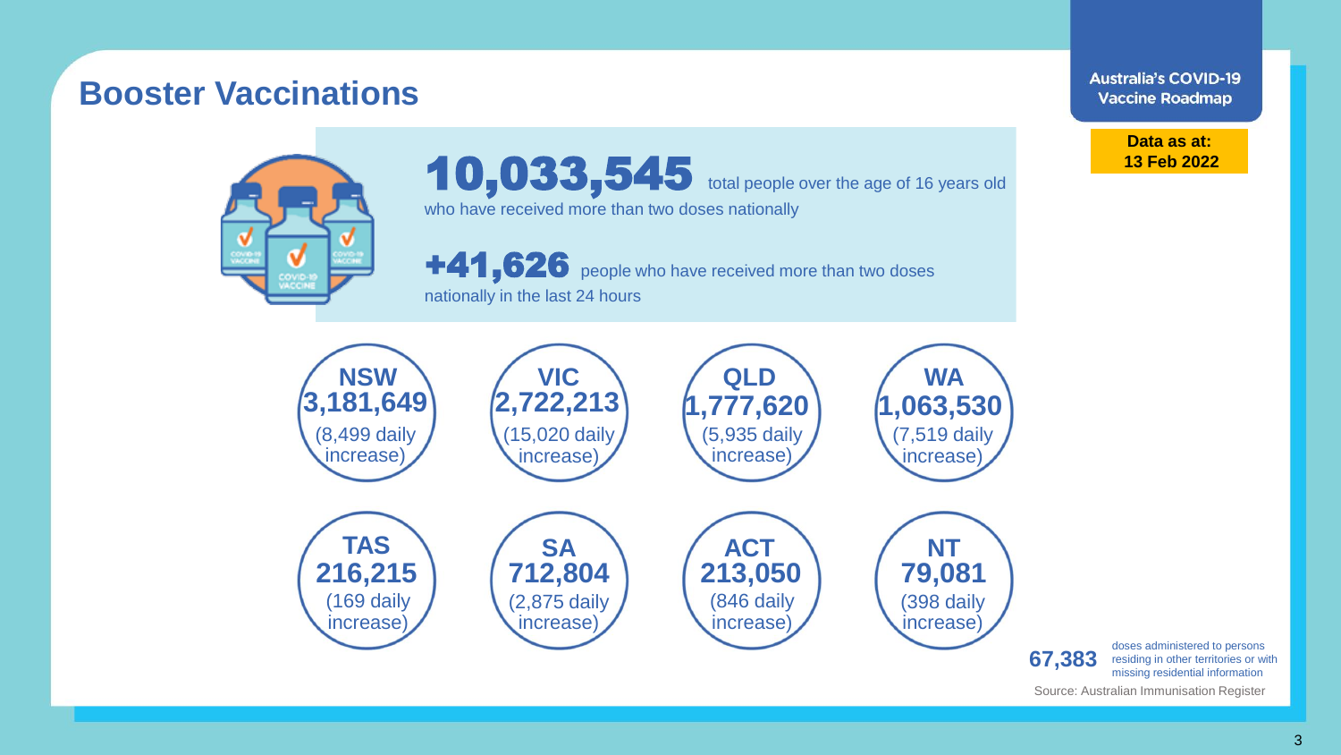## Booster Vaccinations

**Australia's COVID-19 Vaccine Roadmap**

**Data as at: 13 Feb 2022**

**10,033,545** total people over the age of 16 years old who have received more than two doses nationally

**+41,626** people who have received more than two doses nationally in the last 24 hours

| State/Territory | Total | Daily increase |
|---|---|---|
| NSW | 3,181,649 | 8,499 daily increase |
| VIC | 2,722,213 | 15,020 daily increase |
| QLD | 1,777,620 | 5,935 daily increase |
| WA | 1,063,530 | 7,519 daily increase |
| TAS | 216,215 | 169 daily increase |
| SA | 712,804 | 2,875 daily increase |
| ACT | 213,050 | 846 daily increase |
| NT | 79,081 | 398 daily increase |

**67,383** doses administered to persons residing in other territories or with missing residential information

Source: Australian Immunisation Register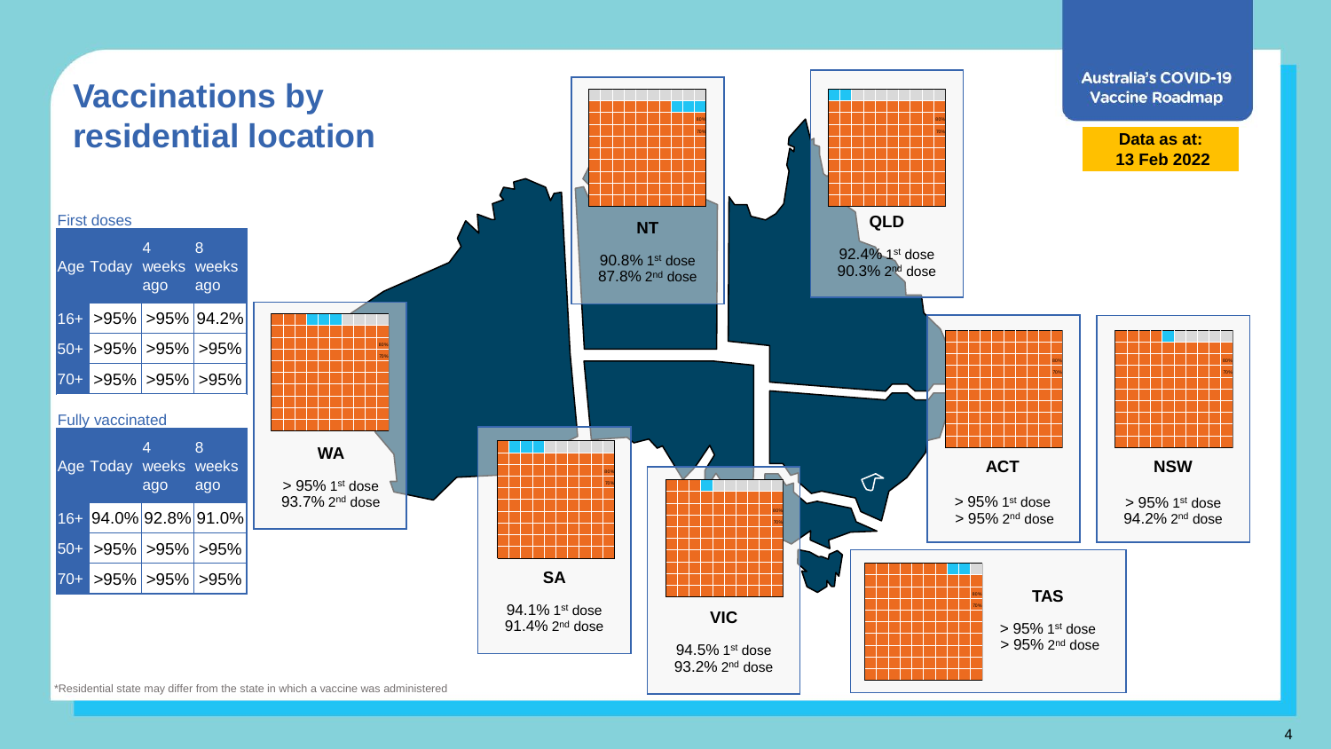# Vaccinations by residential location

Australia's COVID-19 Vaccine Roadmap

**Data as at: 13 Feb 2022**

First doses

| Age | Today | 4 weeks ago | 8 weeks ago |
|---|---|---|---|
| 16+ | >95% | >95% | 94.2% |
| 50+ | >95% | >95% | >95% |
| 70+ | >95% | >95% | >95% |

Fully vaccinated

| Age | Today | 4 weeks ago | 8 weeks ago |
|---|---|---|---|
| 16+ | 94.0% | 92.8% | 91.0% |
| 50+ | >95% | >95% | >95% |
| 70+ | >95% | >95% | >95% |

**NT**

90.8% 1st dose
87.8% 2nd dose

**QLD**

92.4% 1st dose
90.3% 2nd dose

**WA**

> 95% 1st dose
93.7% 2nd dose

**SA**

94.1% 1st dose
91.4% 2nd dose

**VIC**

94.5% 1st dose
93.2% 2nd dose

**ACT**

> 95% 1st dose
> 95% 2nd dose

**NSW**

> 95% 1st dose
94.2% 2nd dose

**TAS**

> 95% 1st dose
> 95% 2nd dose

*Residential state may differ from the state in which a vaccine was administered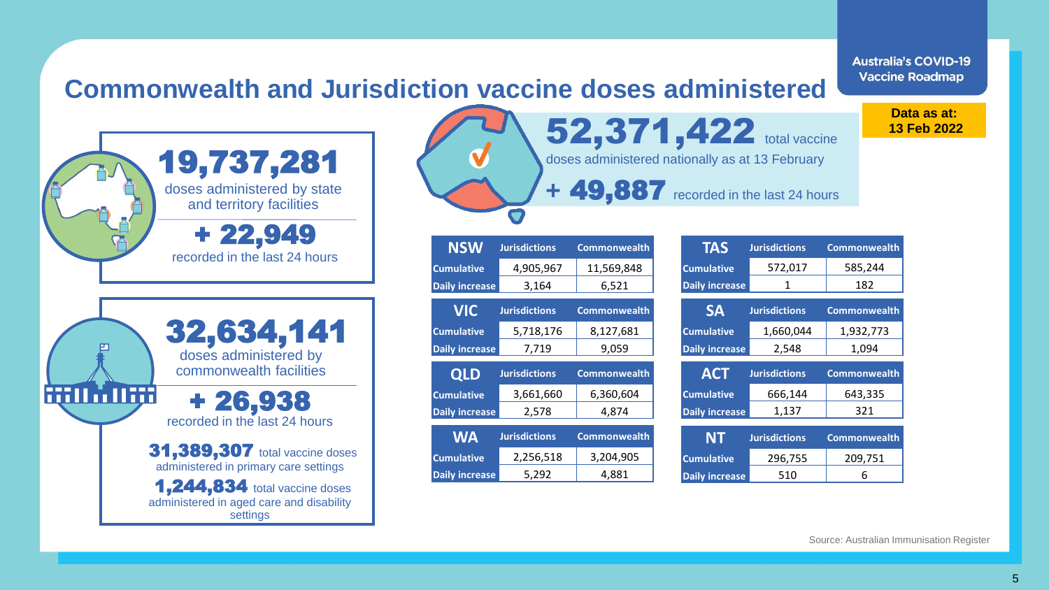Australia's COVID-19 Vaccine Roadmap

# Commonwealth and Jurisdiction vaccine doses administered

**Data as at: 13 Feb 2022**

**52,371,422** total vaccine doses administered nationally as at 13 February

**+ 49,887** recorded in the last 24 hours

**19,737,281** doses administered by state and territory facilities

**+ 22,949** recorded in the last 24 hours

**32,634,141** doses administered by commonwealth facilities

**+ 26,938** recorded in the last 24 hours

**31,389,307** total vaccine doses administered in primary care settings

**1,244,834** total vaccine doses administered in aged care and disability settings

| NSW | Jurisdictions | Commonwealth |
|---|---|---|
| Cumulative | 4,905,967 | 11,569,848 |
| Daily increase | 3,164 | 6,521 |

| VIC | Jurisdictions | Commonwealth |
|---|---|---|
| Cumulative | 5,718,176 | 8,127,681 |
| Daily increase | 7,719 | 9,059 |

| QLD | Jurisdictions | Commonwealth |
|---|---|---|
| Cumulative | 3,661,660 | 6,360,604 |
| Daily increase | 2,578 | 4,874 |

| WA | Jurisdictions | Commonwealth |
|---|---|---|
| Cumulative | 2,256,518 | 3,204,905 |
| Daily increase | 5,292 | 4,881 |

| TAS | Jurisdictions | Commonwealth |
|---|---|---|
| Cumulative | 572,017 | 585,244 |
| Daily increase | 1 | 182 |

| SA | Jurisdictions | Commonwealth |
|---|---|---|
| Cumulative | 1,660,044 | 1,932,773 |
| Daily increase | 2,548 | 1,094 |

| ACT | Jurisdictions | Commonwealth |
|---|---|---|
| Cumulative | 666,144 | 643,335 |
| Daily increase | 1,137 | 321 |

| NT | Jurisdictions | Commonwealth |
|---|---|---|
| Cumulative | 296,755 | 209,751 |
| Daily increase | 510 | 6 |

Source: Australian Immunisation Register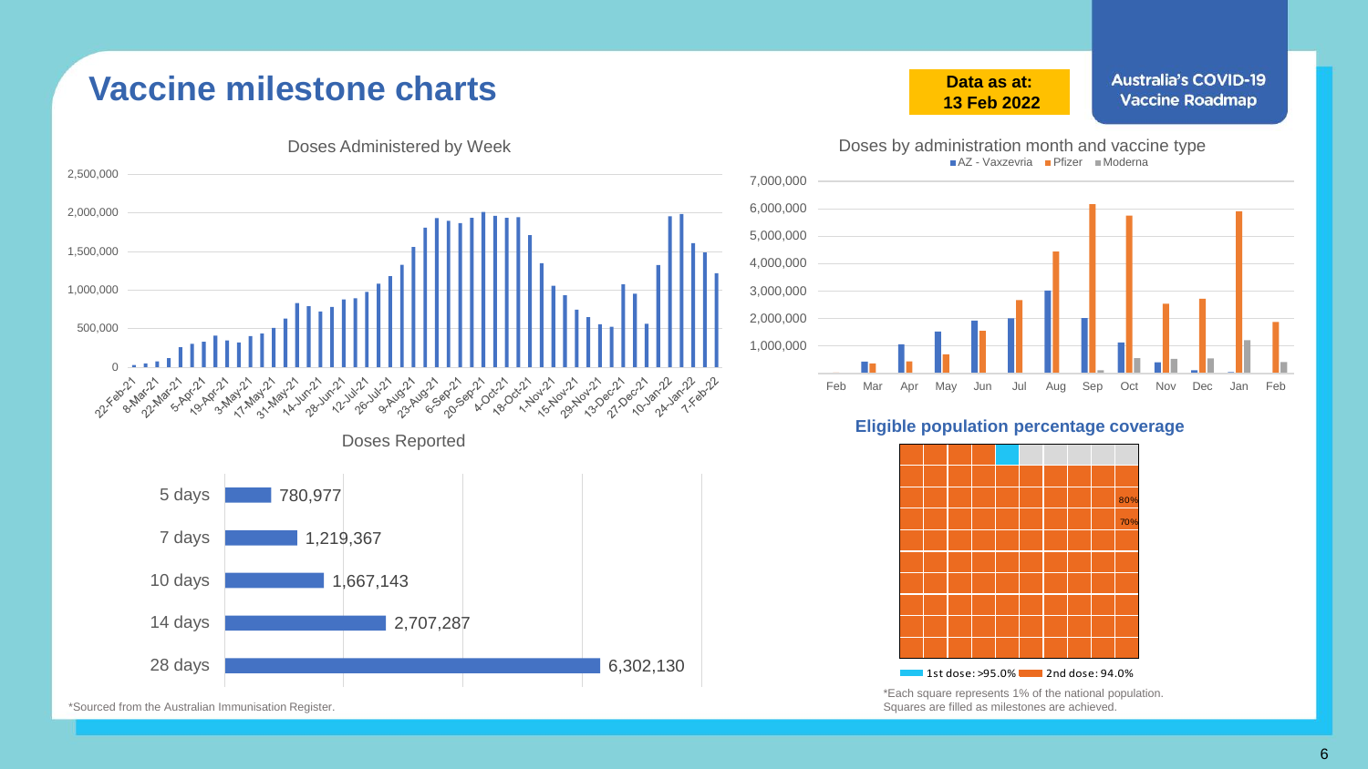# Vaccine milestone charts

**Data as at: 13 Feb 2022**

Australia's COVID-19 Vaccine Roadmap

## Doses Administered by Week

## Doses by administration month and vaccine type

AZ - Vaxzevria | Pfizer | Moderna

## Doses Reported

| Days | Doses |
|---|---|
| 5 days | 780,977 |
| 7 days | 1,219,367 |
| 10 days | 1,667,143 |
| 14 days | 2,707,287 |
| 28 days | 6,302,130 |

## Eligible population percentage coverage

1st dose: >95.0% | 2nd dose: 94.0%

*Each square represents 1% of the national population. Squares are filled as milestones are achieved.

*Sourced from the Australian Immunisation Register.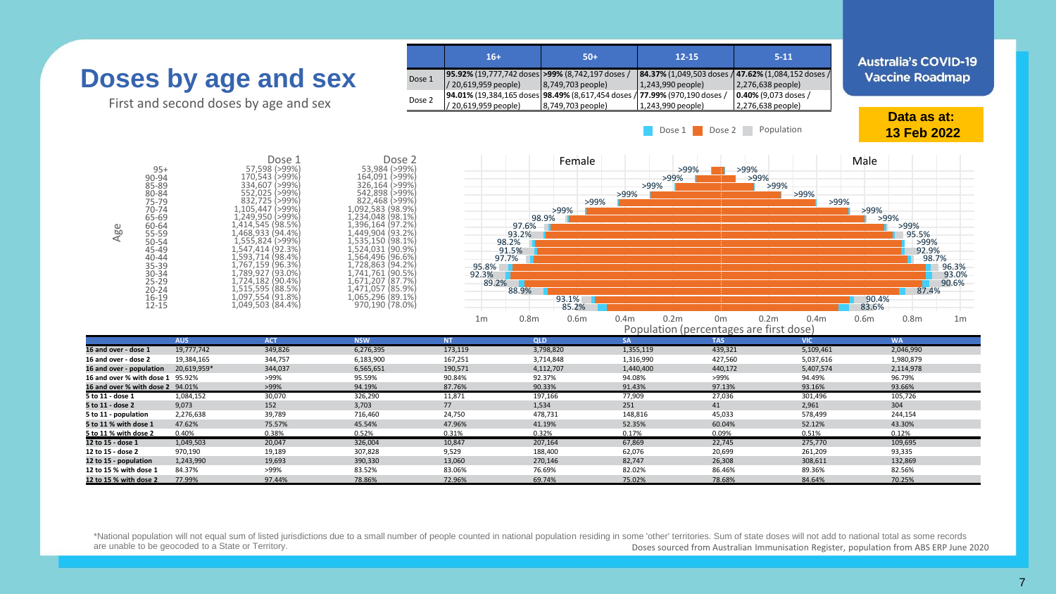# Doses by age and sex

First and second doses by age and sex

**Australia's COVID-19 Vaccine Roadmap**

**Data as at: 13 Feb 2022**

| | 16+ | 50+ | 12-15 | 5-11 |
|---|---|---|---|---|
| Dose 1 | **95.92%** (19,777,742 doses / 20,619,959 people) | **>99%** (8,742,197 doses / 8,749,703 people) | **84.37%** (1,049,503 doses / 1,243,990 people) | **47.62%** (1,084,152 doses / 2,276,638 people) |
| Dose 2 | **94.01%** (19,384,165 doses / 20,619,959 people) | **98.49%** (8,617,454 doses / 8,749,703 people) | **77.99%** (970,190 doses / 1,243,990 people) | **0.40%** (9,073 doses / 2,276,638 people) |

| Age | Dose 1 | Dose 2 |
|---|---|---|
| 95+ | 57,598 (>99%) | 53,984 (>99%) |
| 90-94 | 170,543 (>99%) | 164,091 (>99%) |
| 85-89 | 334,607 (>99%) | 326,164 (>99%) |
| 80-84 | 552,025 (>99%) | 542,898 (>99%) |
| 75-79 | 832,725 (>99%) | 822,468 (>99%) |
| 70-74 | 1,105,447 (>99%) | 1,092,583 (98.9%) |
| 65-69 | 1,249,950 (>99%) | 1,234,048 (98.1%) |
| 60-64 | 1,414,545 (98.5%) | 1,396,164 (97.2%) |
| 55-59 | 1,468,933 (94.4%) | 1,449,904 (93.2%) |
| 50-54 | 1,555,824 (>99%) | 1,535,150 (98.1%) |
| 45-49 | 1,547,414 (92.3%) | 1,524,031 (90.9%) |
| 40-44 | 1,593,714 (98.4%) | 1,564,496 (96.6%) |
| 35-39 | 1,767,159 (96.3%) | 1,728,863 (94.2%) |
| 30-34 | 1,789,927 (93.0%) | 1,741,761 (90.5%) |
| 25-29 | 1,724,182 (90.4%) | 1,671,207 (87.7%) |
| 20-24 | 1,515,595 (88.5%) | 1,471,057 (85.9%) |
| 16-19 | 1,097,554 (91.8%) | 1,065,296 (89.1%) |
| 12-15 | 1,049,503 (84.4%) | 970,190 (78.0%) |

Population pyramid chart (Dose 1, Dose 2, Population; Female / Male; Population (percentages are first dose)):

| Age | Female | Male |
|---|---|---|
| 95+ | >99% | >99% |
| 90-94 | >99% | >99% |
| 85-89 | >99% | >99% |
| 80-84 | >99% | >99% |
| 75-79 | >99% | >99% |
| 70-74 | >99% | >99% |
| 65-69 | 98.9% | >99% |
| 60-64 | 97.6% | >99% |
| 55-59 | 93.2% | 95.5% |
| 50-54 | 98.2% | >99% |
| 45-49 | 91.5% | 92.9% |
| 40-44 | 97.7% | 98.7% |
| 35-39 | 95.8% | 96.3% |
| 30-34 | 92.3% | 93.0% |
| 25-29 | 89.2% | 90.6% |
| 20-24 | 88.9% | 87.4% |
| 16-19 | 93.1% | 90.4% |
| 12-15 | 85.2% | 83.6% |

| | AUS | ACT | NSW | NT | QLD | SA | TAS | VIC | WA |
|---|---|---|---|---|---|---|---|---|---|
| **16 and over - dose 1** | 19,777,742 | 349,826 | 6,276,395 | 173,119 | 3,798,820 | 1,355,119 | 439,321 | 5,109,461 | 2,046,990 |
| **16 and over - dose 2** | 19,384,165 | 344,757 | 6,183,900 | 167,251 | 3,714,848 | 1,316,990 | 427,560 | 5,037,616 | 1,980,879 |
| **16 and over - population** | 20,619,959* | 344,037 | 6,565,651 | 190,571 | 4,112,707 | 1,440,400 | 440,172 | 5,407,574 | 2,114,978 |
| **16 and over % with dose 1** | 95.92% | >99% | 95.59% | 90.84% | 92.37% | 94.08% | >99% | 94.49% | 96.79% |
| **16 and over % with dose 2** | 94.01% | >99% | 94.19% | 87.76% | 90.33% | 91.43% | 97.13% | 93.16% | 93.66% |
| **5 to 11 - dose 1** | 1,084,152 | 30,070 | 326,290 | 11,871 | 197,166 | 77,909 | 27,036 | 301,496 | 105,726 |
| **5 to 11 - dose 2** | 9,073 | 152 | 3,703 | 77 | 1,534 | 251 | 41 | 2,961 | 304 |
| **5 to 11 - population** | 2,276,638 | 39,789 | 716,460 | 24,750 | 478,731 | 148,816 | 45,033 | 578,499 | 244,154 |
| **5 to 11 % with dose 1** | 47.62% | 75.57% | 45.54% | 47.96% | 41.19% | 52.35% | 60.04% | 52.12% | 43.30% |
| **5 to 11 % with dose 2** | 0.40% | 0.38% | 0.52% | 0.31% | 0.32% | 0.17% | 0.09% | 0.51% | 0.12% |
| **12 to 15 - dose 1** | 1,049,503 | 20,047 | 326,004 | 10,847 | 207,164 | 67,869 | 22,745 | 275,770 | 109,695 |
| **12 to 15 - dose 2** | 970,190 | 19,189 | 307,828 | 9,529 | 188,400 | 62,076 | 20,699 | 261,209 | 93,335 |
| **12 to 15 - population** | 1,243,990 | 19,693 | 390,330 | 13,060 | 270,146 | 82,747 | 26,308 | 308,611 | 132,869 |
| **12 to 15 % with dose 1** | 84.37% | >99% | 83.52% | 83.06% | 76.69% | 82.02% | 86.46% | 89.36% | 82.56% |
| **12 to 15 % with dose 2** | 77.99% | 97.44% | 78.86% | 72.96% | 69.74% | 75.02% | 78.68% | 84.64% | 70.25% |

*National population will not equal sum of listed jurisdictions due to a small number of people counted in national population residing in some 'other' territories. Sum of state doses will not add to national total as some records are unable to be geocoded to a State or Territory.

Doses sourced from Australian Immunisation Register, population from ABS ERP June 2020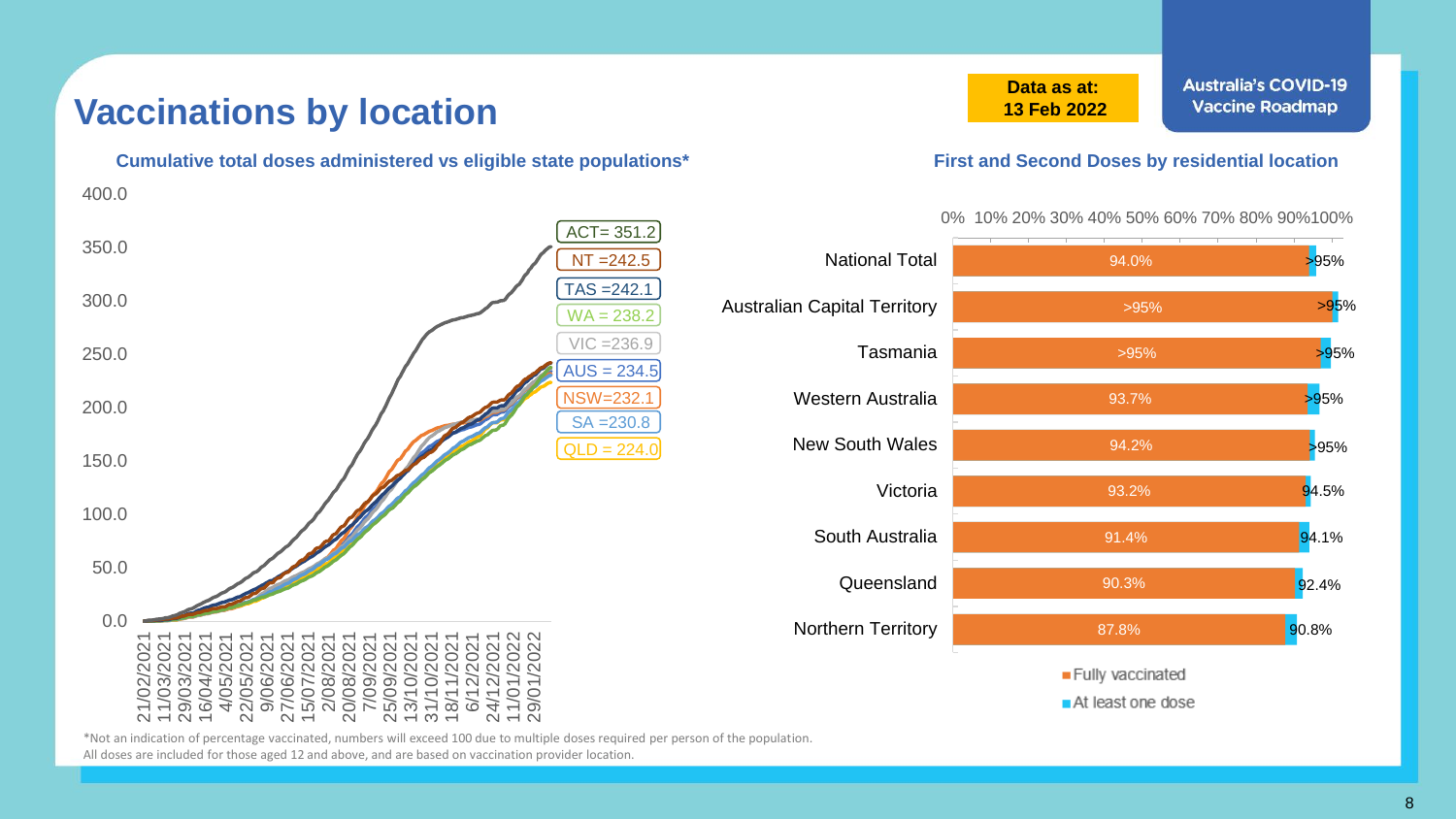# Vaccinations by location

**Data as at: 13 Feb 2022**

**Australia's COVID-19 Vaccine Roadmap**

### Cumulative total doses administered vs eligible state populations*

| Jurisdiction | Cumulative doses |
|---|---|
| ACT | 351.2 |
| NT | 242.5 |
| TAS | 242.1 |
| WA | 238.2 |
| VIC | 236.9 |
| AUS | 234.5 |
| NSW | 232.1 |
| SA | 230.8 |
| QLD | 224.0 |

### First and Second Doses by residential location

| Location | Fully vaccinated | At least one dose |
|---|---|---|
| National Total | 94.0% | >95% |
| Australian Capital Territory | >95% | >95% |
| Tasmania | >95% | >95% |
| Western Australia | 93.7% | >95% |
| New South Wales | 94.2% | >95% |
| Victoria | 93.2% | 94.5% |
| South Australia | 91.4% | 94.1% |
| Queensland | 90.3% | 92.4% |
| Northern Territory | 87.8% | 90.8% |

*Not an indication of percentage vaccinated, numbers will exceed 100 due to multiple doses required per person of the population.
All doses are included for those aged 12 and above, and are based on vaccination provider location.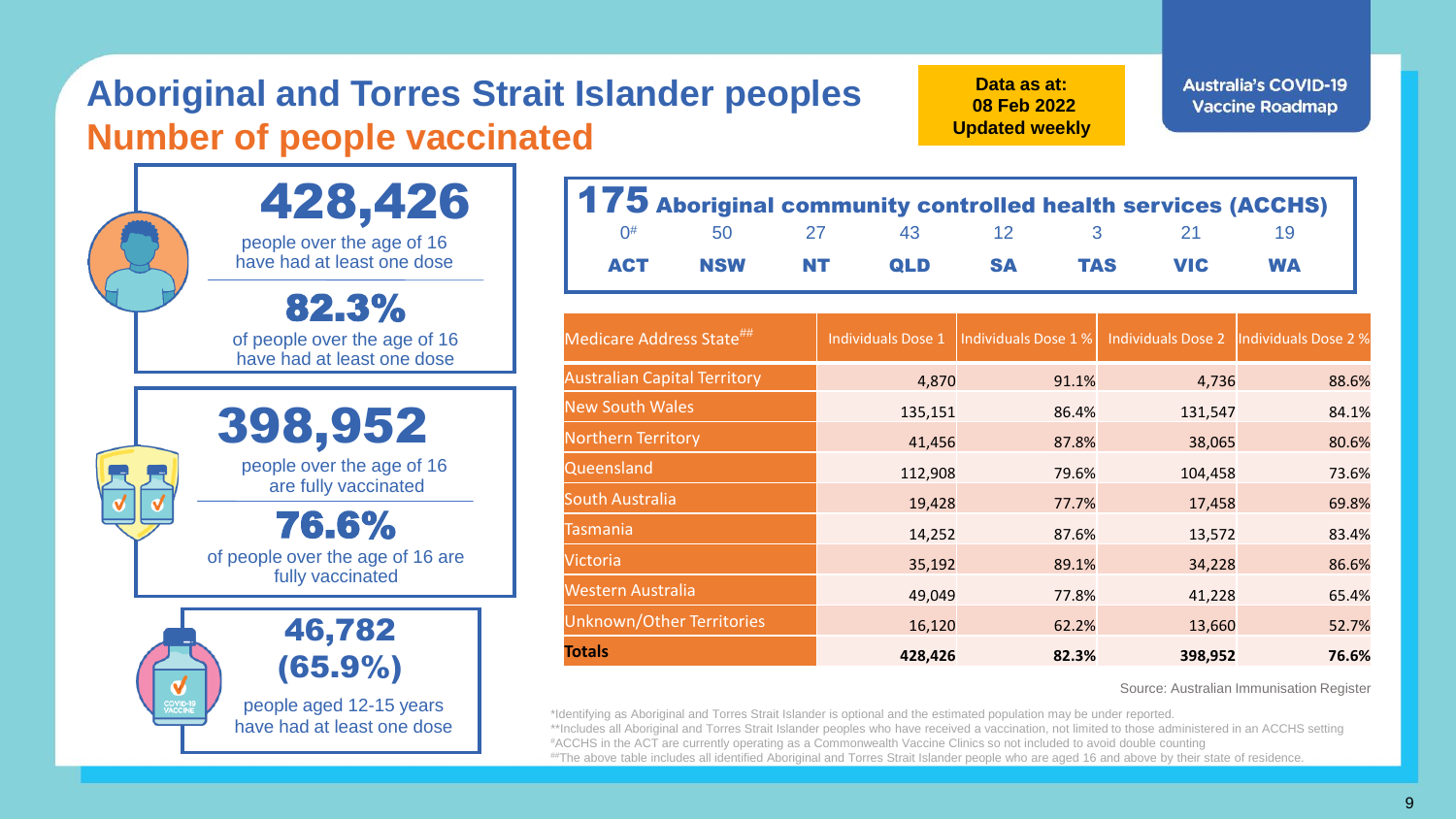# Aboriginal and Torres Strait Islander peoples
## Number of people vaccinated

**Data as at: 08 Feb 2022 Updated weekly**

**Australia's COVID-19 Vaccine Roadmap**

**428,426**
people over the age of 16 have had at least one dose

**82.3%**
of people over the age of 16 have had at least one dose

**398,952**
people over the age of 16 are fully vaccinated

**76.6%**
of people over the age of 16 are fully vaccinated

**46,782 (65.9%)**
people aged 12-15 years have had at least one dose

**175 Aboriginal community controlled health services (ACCHS)**

| ACT | NSW | NT | QLD | SA | TAS | VIC | WA |
|---|---|---|---|---|---|---|---|
| 0# | 50 | 27 | 43 | 12 | 3 | 21 | 19 |

| Medicare Address State## | Individuals Dose 1 | Individuals Dose 1 % | Individuals Dose 2 | Individuals Dose 2 % |
|---|---|---|---|---|
| Australian Capital Territory | 4,870 | 91.1% | 4,736 | 88.6% |
| New South Wales | 135,151 | 86.4% | 131,547 | 84.1% |
| Northern Territory | 41,456 | 87.8% | 38,065 | 80.6% |
| Queensland | 112,908 | 79.6% | 104,458 | 73.6% |
| South Australia | 19,428 | 77.7% | 17,458 | 69.8% |
| Tasmania | 14,252 | 87.6% | 13,572 | 83.4% |
| Victoria | 35,192 | 89.1% | 34,228 | 86.6% |
| Western Australia | 49,049 | 77.8% | 41,228 | 65.4% |
| Unknown/Other Territories | 16,120 | 62.2% | 13,660 | 52.7% |
| **Totals** | **428,426** | **82.3%** | **398,952** | **76.6%** |

Source: Australian Immunisation Register

*Identifying as Aboriginal and Torres Strait Islander is optional and the estimated population may be under reported.
**Includes all Aboriginal and Torres Strait Islander peoples who have received a vaccination, not limited to those administered in an ACCHS setting
#ACCHS in the ACT are currently operating as a Commonwealth Vaccine Clinics so not included to avoid double counting
##The above table includes all identified Aboriginal and Torres Strait Islander people who are aged 16 and above by their state of residence.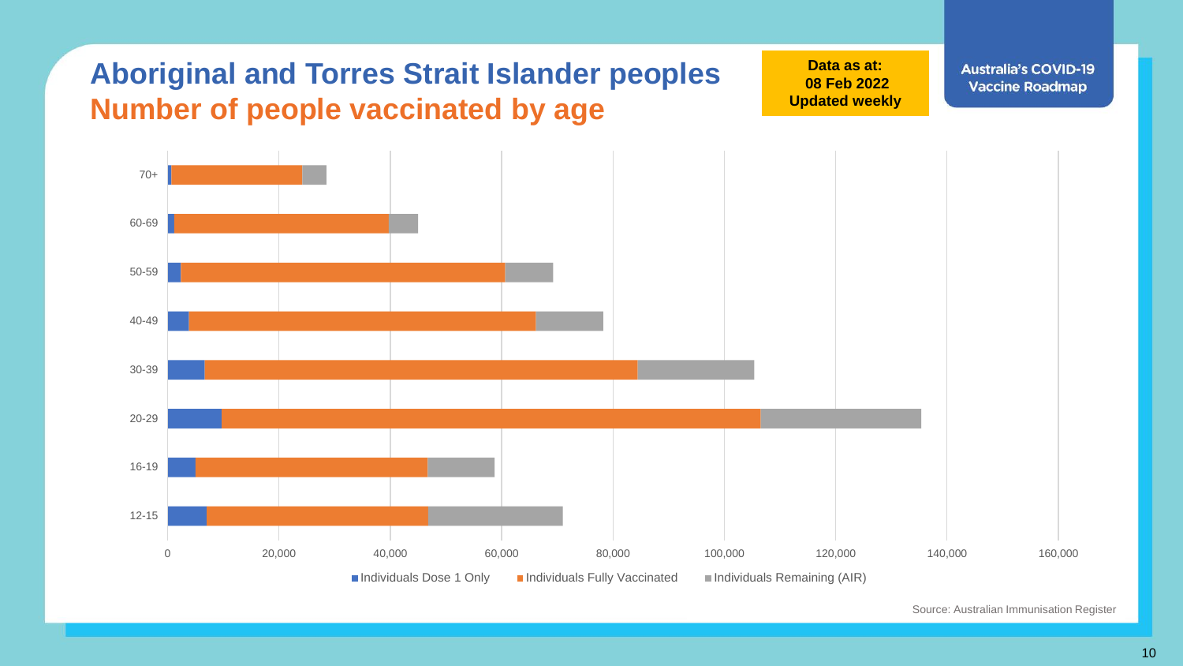# Aboriginal and Torres Strait Islander peoples

## Number of people vaccinated by age

**Data as at: 08 Feb 2022**
**Updated weekly**

**Australia's COVID-19 Vaccine Roadmap**

70+

60-69

50-59

40-49

30-39

20-29

16-19

12-15

0 | 20,000 | 40,000 | 60,000 | 80,000 | 100,000 | 120,000 | 140,000 | 160,000

Individuals Dose 1 Only | Individuals Fully Vaccinated | Individuals Remaining (AIR)

Source: Australian Immunisation Register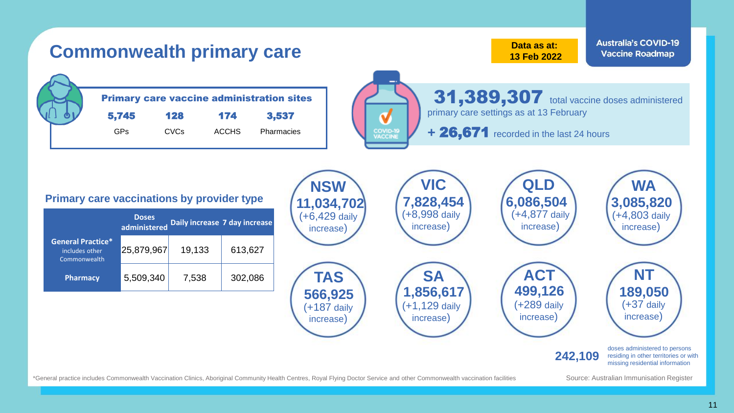# Commonwealth primary care

**Data as at: 13 Feb 2022**

Australia's COVID-19 Vaccine Roadmap

## Primary care vaccine administration sites

| 5,745 | 128 | 174 | 3,537 |
|---|---|---|---|
| GPs | CVCs | ACCHS | Pharmacies |

**31,389,307** total vaccine doses administered primary care settings as at 13 February

**+ 26,671** recorded in the last 24 hours

## Primary care vaccinations by provider type

| | Doses administered | Daily increase | 7 day increase |
|---|---|---|---|
| **General Practice*** includes other Commonwealth | 25,879,967 | 19,133 | 613,627 |
| **Pharmacy** | 5,509,340 | 7,538 | 302,086 |

**NSW** 11,034,702 (+6,429 daily increase)

**VIC** 7,828,454 (+8,998 daily increase)

**QLD** 6,086,504 (+4,877 daily increase)

**WA** 3,085,820 (+4,803 daily increase)

**TAS** 566,925 (+187 daily increase)

**SA** 1,856,617 (+1,129 daily increase)

**ACT** 499,126 (+289 daily increase)

**NT** 189,050 (+37 daily increase)

**242,109** doses administered to persons residing in other territories or with missing residential information

*General practice includes Commonwealth Vaccination Clinics, Aboriginal Community Health Centres, Royal Flying Doctor Service and other Commonwealth vaccination facilities

Source: Australian Immunisation Register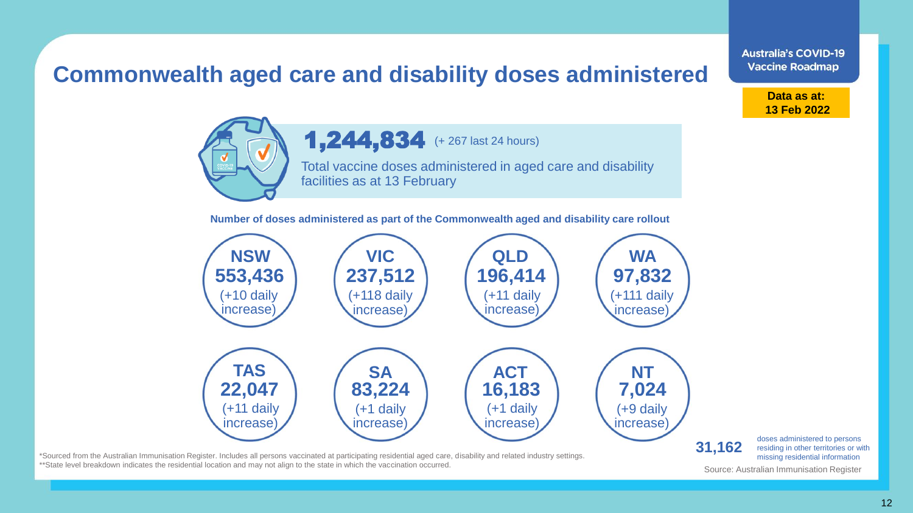# Commonwealth aged care and disability doses administered

Australia's COVID-19 Vaccine Roadmap

**Data as at: 13 Feb 2022**

**1,244,834** (+ 267 last 24 hours)

Total vaccine doses administered in aged care and disability facilities as at 13 February

**Number of doses administered as part of the Commonwealth aged and disability care rollout**

| State | Doses | Daily increase |
| --- | --- | --- |
| NSW | 553,436 | (+10 daily increase) |
| VIC | 237,512 | (+118 daily increase) |
| QLD | 196,414 | (+11 daily increase) |
| WA | 97,832 | (+111 daily increase) |
| TAS | 22,047 | (+11 daily increase) |
| SA | 83,224 | (+1 daily increase) |
| ACT | 16,183 | (+1 daily increase) |
| NT | 7,024 | (+9 daily increase) |

**31,162** doses administered to persons residing in other territories or with missing residential information

*Sourced from the Australian Immunisation Register. Includes all persons vaccinated at participating residential aged care, disability and related industry settings.

**State level breakdown indicates the residential location and may not align to the state in which the vaccination occurred.

Source: Australian Immunisation Register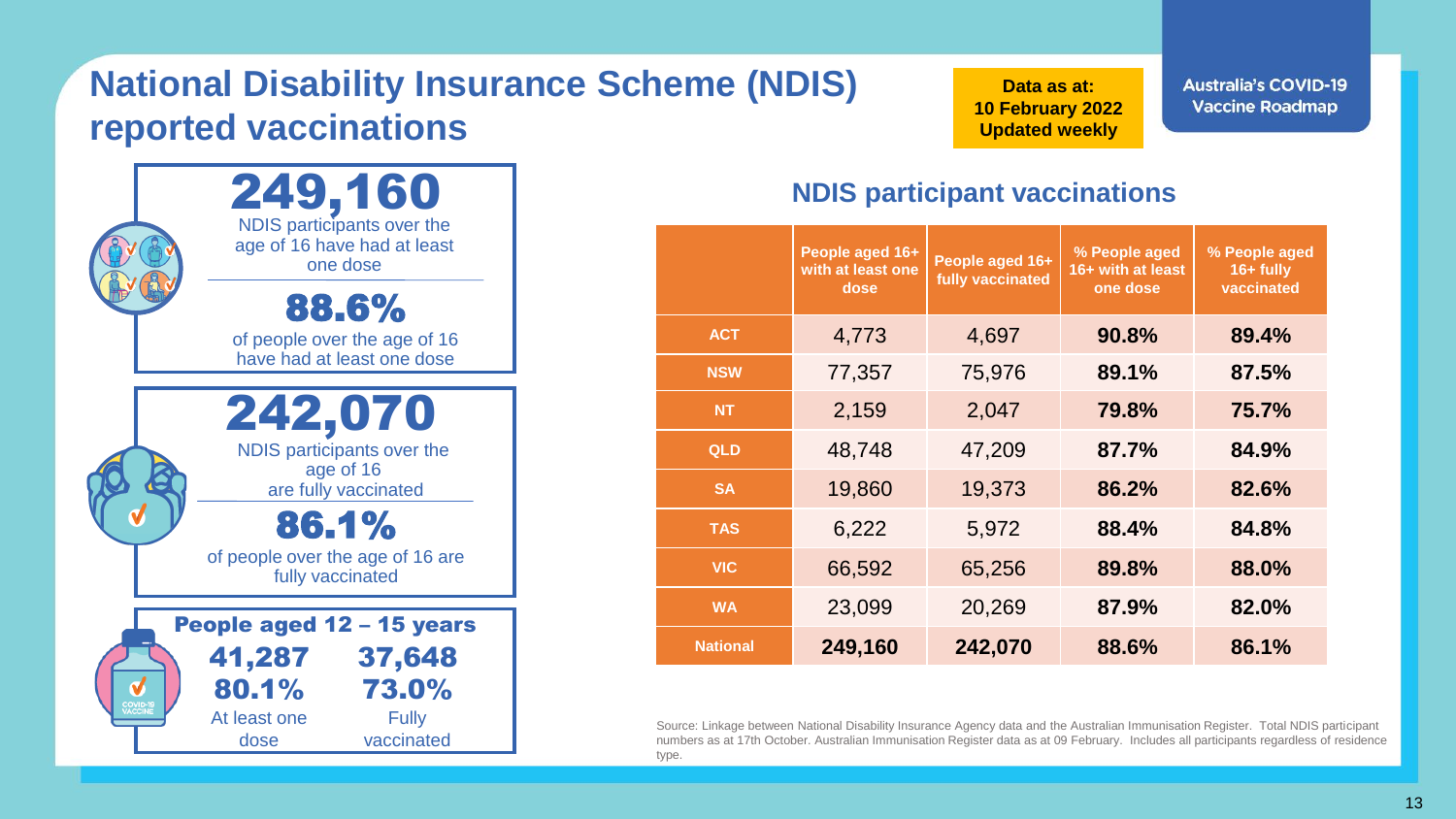# National Disability Insurance Scheme (NDIS) reported vaccinations

**Data as at: 10 February 2022 Updated weekly**

**Australia's COVID-19 Vaccine Roadmap**

**249,160**

NDIS participants over the age of 16 have had at least one dose

**88.6%**

of people over the age of 16 have had at least one dose

**242,070**

NDIS participants over the age of 16 are fully vaccinated

**86.1%**

of people over the age of 16 are fully vaccinated

**People aged 12 – 15 years**

| At least one dose | Fully vaccinated |
|---|---|
| **41,287** | **37,648** |
| **80.1%** | **73.0%** |

## NDIS participant vaccinations

| | People aged 16+ with at least one dose | People aged 16+ fully vaccinated | % People aged 16+ with at least one dose | % People aged 16+ fully vaccinated |
|---|---|---|---|---|
| ACT | 4,773 | 4,697 | **90.8%** | **89.4%** |
| NSW | 77,357 | 75,976 | **89.1%** | **87.5%** |
| NT | 2,159 | 2,047 | **79.8%** | **75.7%** |
| QLD | 48,748 | 47,209 | **87.7%** | **84.9%** |
| SA | 19,860 | 19,373 | **86.2%** | **82.6%** |
| TAS | 6,222 | 5,972 | **88.4%** | **84.8%** |
| VIC | 66,592 | 65,256 | **89.8%** | **88.0%** |
| WA | 23,099 | 20,269 | **87.9%** | **82.0%** |
| National | **249,160** | **242,070** | **88.6%** | **86.1%** |

Source: Linkage between National Disability Insurance Agency data and the Australian Immunisation Register. Total NDIS participant numbers as at 17th October. Australian Immunisation Register data as at 09 February. Includes all participants regardless of residence type.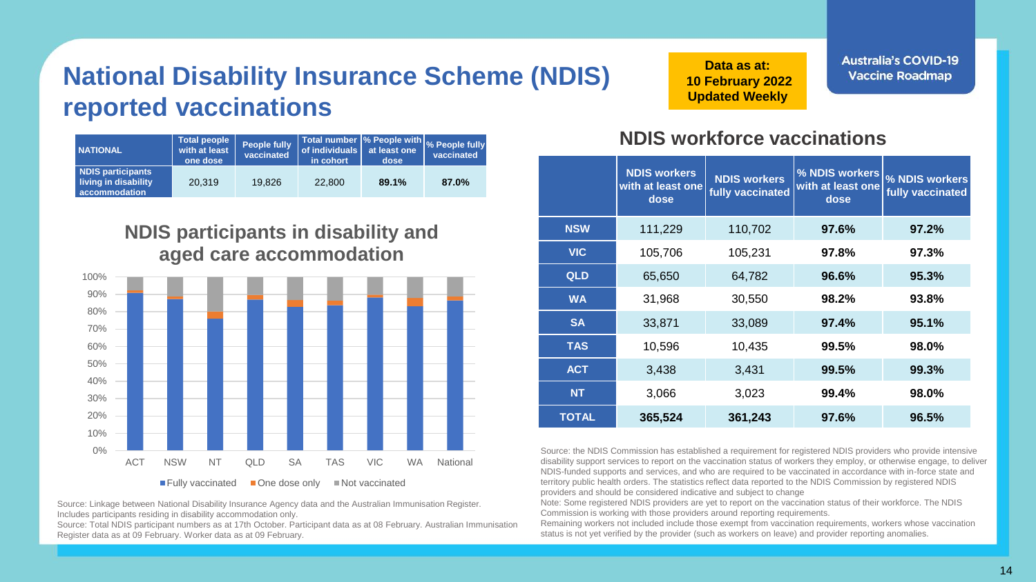# National Disability Insurance Scheme (NDIS) reported vaccinations

**Data as at: 10 February 2022 Updated Weekly**

**Australia's COVID-19 Vaccine Roadmap**

| NATIONAL | Total people with at least one dose | People fully vaccinated | Total number of individuals in cohort | % People with at least one dose | % People fully vaccinated |
|---|---|---|---|---|---|
| NDIS participants living in disability accommodation | 20,319 | 19,826 | 22,800 | **89.1%** | **87.0%** |

## NDIS participants in disability and aged care accommodation

Legend: Fully vaccinated, One dose only, Not vaccinated

Categories: ACT, NSW, NT, QLD, SA, TAS, VIC, WA, National

Source: Linkage between National Disability Insurance Agency data and the Australian Immunisation Register. Includes participants residing in disability accommodation only.

Source: Total NDIS participant numbers as at 17th October. Participant data as at 08 February. Australian Immunisation Register data as at 09 February. Worker data as at 09 February.

## NDIS workforce vaccinations

| | NDIS workers with at least one dose | NDIS workers fully vaccinated | % NDIS workers with at least one dose | % NDIS workers fully vaccinated |
|---|---|---|---|---|
| **NSW** | 111,229 | 110,702 | **97.6%** | **97.2%** |
| **VIC** | 105,706 | 105,231 | **97.8%** | **97.3%** |
| **QLD** | 65,650 | 64,782 | **96.6%** | **95.3%** |
| **WA** | 31,968 | 30,550 | **98.2%** | **93.8%** |
| **SA** | 33,871 | 33,089 | **97.4%** | **95.1%** |
| **TAS** | 10,596 | 10,435 | **99.5%** | **98.0%** |
| **ACT** | 3,438 | 3,431 | **99.5%** | **99.3%** |
| **NT** | 3,066 | 3,023 | **99.4%** | **98.0%** |
| **TOTAL** | **365,524** | **361,243** | **97.6%** | **96.5%** |

Source: the NDIS Commission has established a requirement for registered NDIS providers who provide intensive disability support services to report on the vaccination status of workers they employ, or otherwise engage, to deliver NDIS-funded supports and services, and who are required to be vaccinated in accordance with in-force state and territory public health orders. The statistics reflect data reported to the NDIS Commission by registered NDIS providers and should be considered indicative and subject to change

Note: Some registered NDIS providers are yet to report on the vaccination status of their workforce. The NDIS Commission is working with those providers around reporting requirements.

Remaining workers not included include those exempt from vaccination requirements, workers whose vaccination status is not yet verified by the provider (such as workers on leave) and provider reporting anomalies.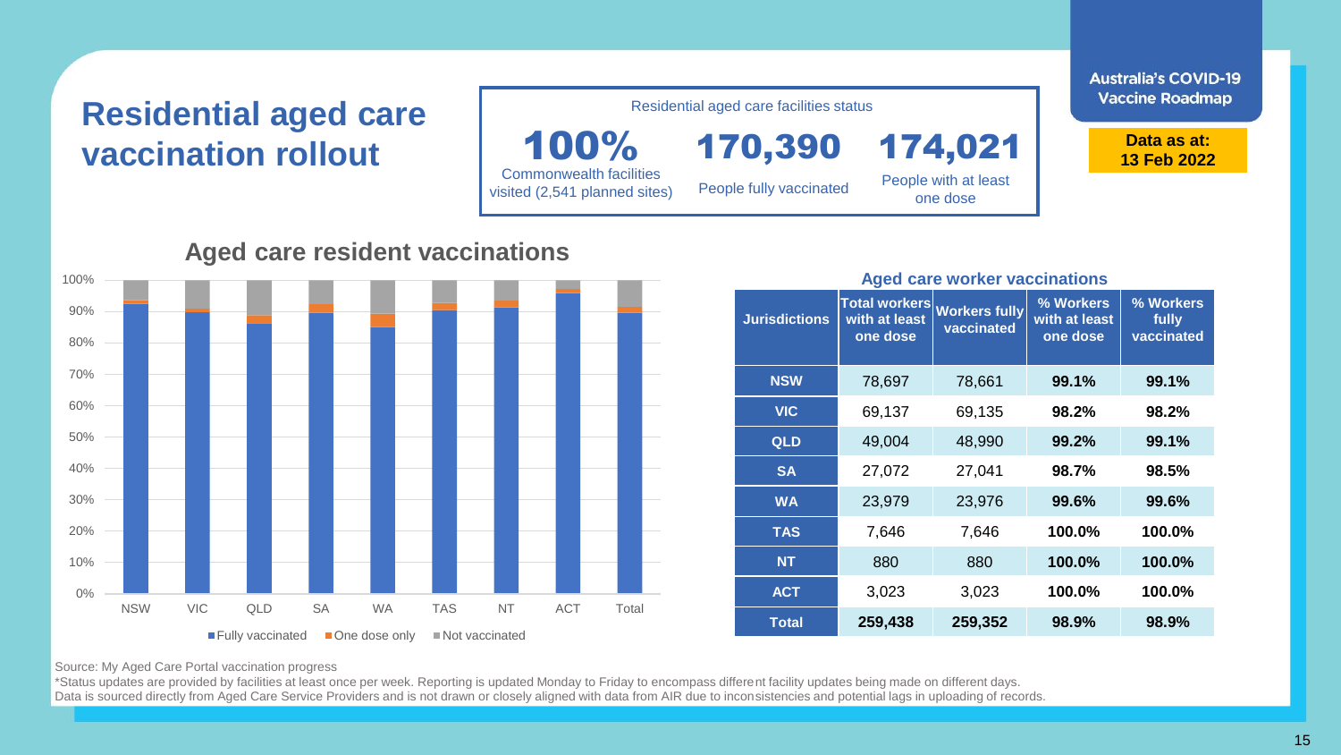# Residential aged care vaccination rollout

**Australia's COVID-19 Vaccine Roadmap**

**Data as at: 13 Feb 2022**

Residential aged care facilities status

| **100%** | **170,390** | **174,021** |
| --- | --- | --- |
| Commonwealth facilities visited (2,541 planned sites) | People fully vaccinated | People with at least one dose |

## Aged care resident vaccinations

Categories: NSW, VIC, QLD, SA, WA, TAS, NT, ACT, Total

Legend: Fully vaccinated, One dose only, Not vaccinated

## Aged care worker vaccinations

| Jurisdictions | Total workers with at least one dose | Workers fully vaccinated | % Workers with at least one dose | % Workers fully vaccinated |
| --- | --- | --- | --- | --- |
| **NSW** | 78,697 | 78,661 | **99.1%** | **99.1%** |
| **VIC** | 69,137 | 69,135 | **98.2%** | **98.2%** |
| **QLD** | 49,004 | 48,990 | **99.2%** | **99.1%** |
| **SA** | 27,072 | 27,041 | **98.7%** | **98.5%** |
| **WA** | 23,979 | 23,976 | **99.6%** | **99.6%** |
| **TAS** | 7,646 | 7,646 | **100.0%** | **100.0%** |
| **NT** | 880 | 880 | **100.0%** | **100.0%** |
| **ACT** | 3,023 | 3,023 | **100.0%** | **100.0%** |
| **Total** | **259,438** | **259,352** | **98.9%** | **98.9%** |

Source: My Aged Care Portal vaccination progress

*Status updates are provided by facilities at least once per week. Reporting is updated Monday to Friday to encompass different facility updates being made on different days.

Data is sourced directly from Aged Care Service Providers and is not drawn or closely aligned with data from AIR due to inconsistencies and potential lags in uploading of records.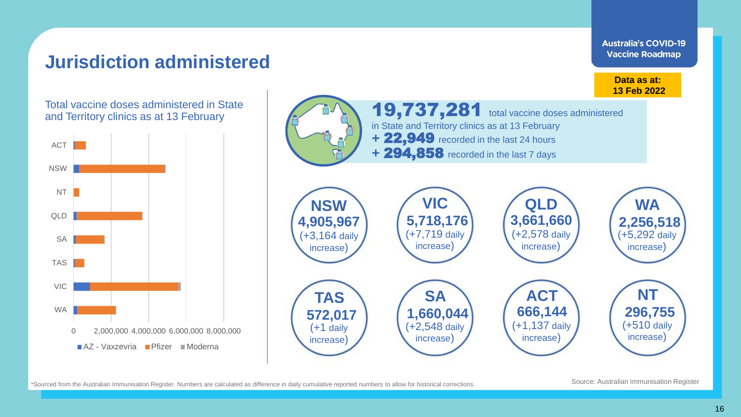Australia's COVID-19 Vaccine Roadmap

# Jurisdiction administered

**Data as at: 13 Feb 2022**

Total vaccine doses administered in State and Territory clinics as at 13 February

(Bar chart by jurisdiction: ACT, NSW, NT, QLD, SA, TAS, VIC, WA; x-axis 0, 2,000,000, 4,000,000, 6,000,000, 8,000,000; legend: AZ - Vaxzevria, Pfizer, Moderna)

**19,737,281** total vaccine doses administered in State and Territory clinics as at 13 February
**+ 22,949** recorded in the last 24 hours
**+ 294,858** recorded in the last 7 days

| Jurisdiction | Total doses | Daily increase |
|---|---|---|
| **NSW** | **4,905,967** | (+3,164 daily increase) |
| **VIC** | **5,718,176** | (+7,719 daily increase) |
| **QLD** | **3,661,660** | (+2,578 daily increase) |
| **WA** | **2,256,518** | (+5,292 daily increase) |
| **TAS** | **572,017** | (+1 daily increase) |
| **SA** | **1,660,044** | (+2,548 daily increase) |
| **ACT** | **666,144** | (+1,137 daily increase) |
| **NT** | **296,755** | (+510 daily increase) |

*Sourced from the Australian Immunisation Register. Numbers are calculated as difference in daily cumulative reported numbers to allow for historical corrections.

Source: Australian Immunisation Register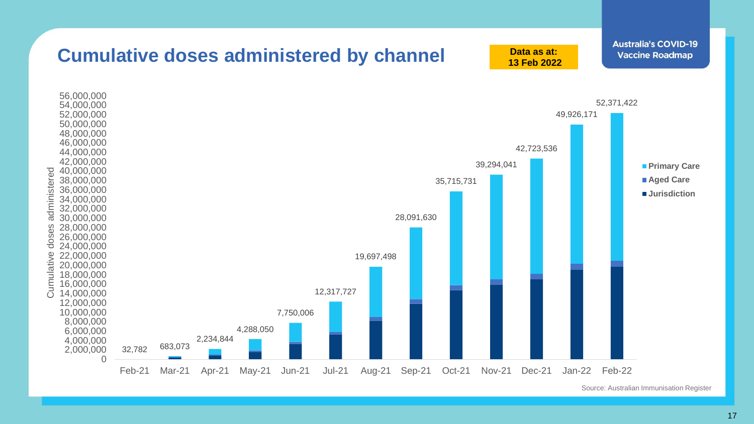# Cumulative doses administered by channel

**Data as at: 13 Feb 2022**

**Australia's COVID-19 Vaccine Roadmap**

| Month | Cumulative doses administered |
| --- | --- |
| Feb-21 | 32,782 |
| Mar-21 | 683,073 |
| Apr-21 | 2,234,844 |
| May-21 | 4,288,050 |
| Jun-21 | 7,750,006 |
| Jul-21 | 12,317,727 |
| Aug-21 | 19,697,498 |
| Sep-21 | 28,091,630 |
| Oct-21 | 35,715,731 |
| Nov-21 | 39,294,041 |
| Dec-21 | 42,723,536 |
| Jan-22 | 49,926,171 |
| Feb-22 | 52,371,422 |

Legend: Primary Care, Aged Care, Jurisdiction

Source: Australian Immunisation Register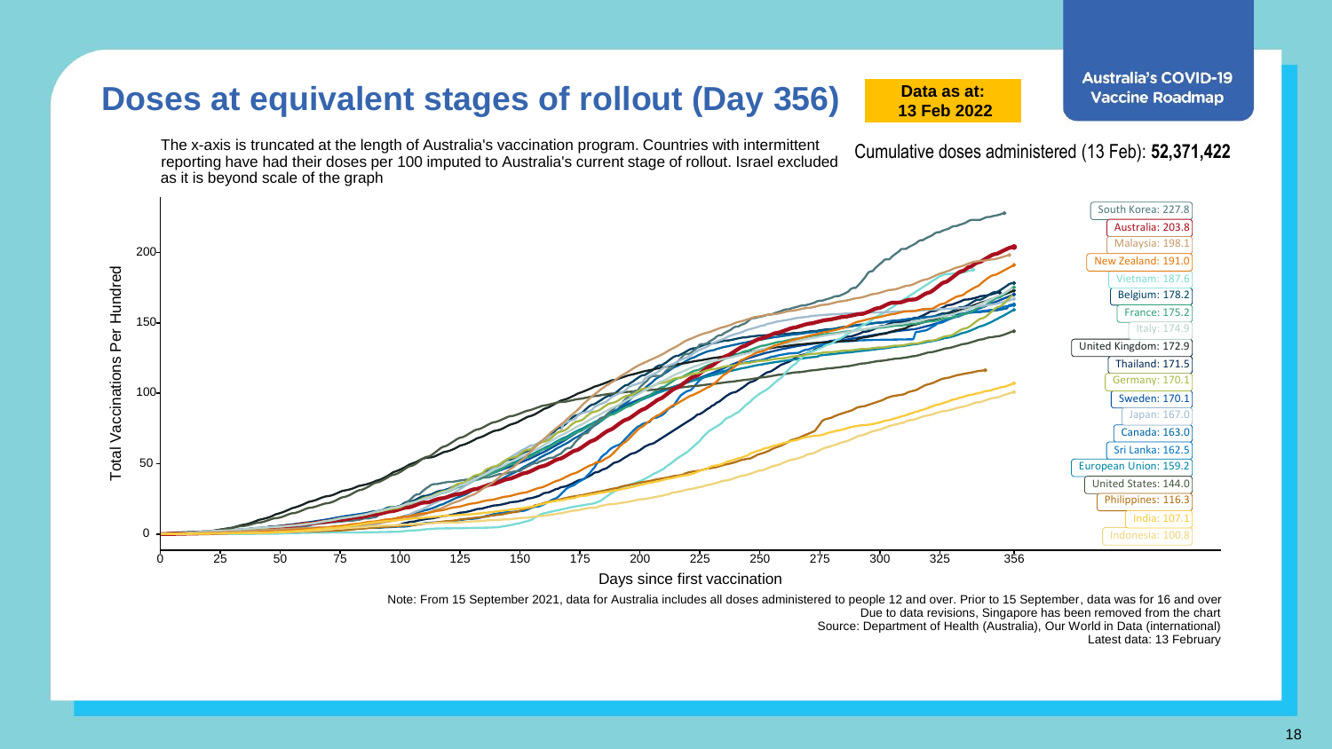Australia's COVID-19 Vaccine Roadmap

# Doses at equivalent stages of rollout (Day 356)

**Data as at: 13 Feb 2022**

The x-axis is truncated at the length of Australia's vaccination program. Countries with intermittent reporting have had their doses per 100 imputed to Australia's current stage of rollout. Israel excluded as it is beyond scale of the graph

Cumulative doses administered (13 Feb): **52,371,422**

| Country | Total Vaccinations Per Hundred |
| --- | --- |
| South Korea | 227.8 |
| Australia | 203.8 |
| Malaysia | 198.1 |
| New Zealand | 191.0 |
| Vietnam | 187.6 |
| Belgium | 178.2 |
| France | 175.2 |
| Italy | 174.9 |
| United Kingdom | 172.9 |
| Thailand | 171.5 |
| Germany | 170.1 |
| Sweden | 170.1 |
| Japan | 167.0 |
| Canada | 163.0 |
| Sri Lanka | 162.5 |
| European Union | 159.2 |
| United States | 144.0 |
| Philippines | 116.3 |
| India | 107.1 |
| Indonesia | 100.8 |

Y-axis: Total Vaccinations Per Hundred. X-axis: Days since first vaccination (0 to 356).

Note: From 15 September 2021, data for Australia includes all doses administered to people 12 and over. Prior to 15 September, data was for 16 and over
Due to data revisions, Singapore has been removed from the chart
Source: Department of Health (Australia), Our World in Data (international)
Latest data: 13 February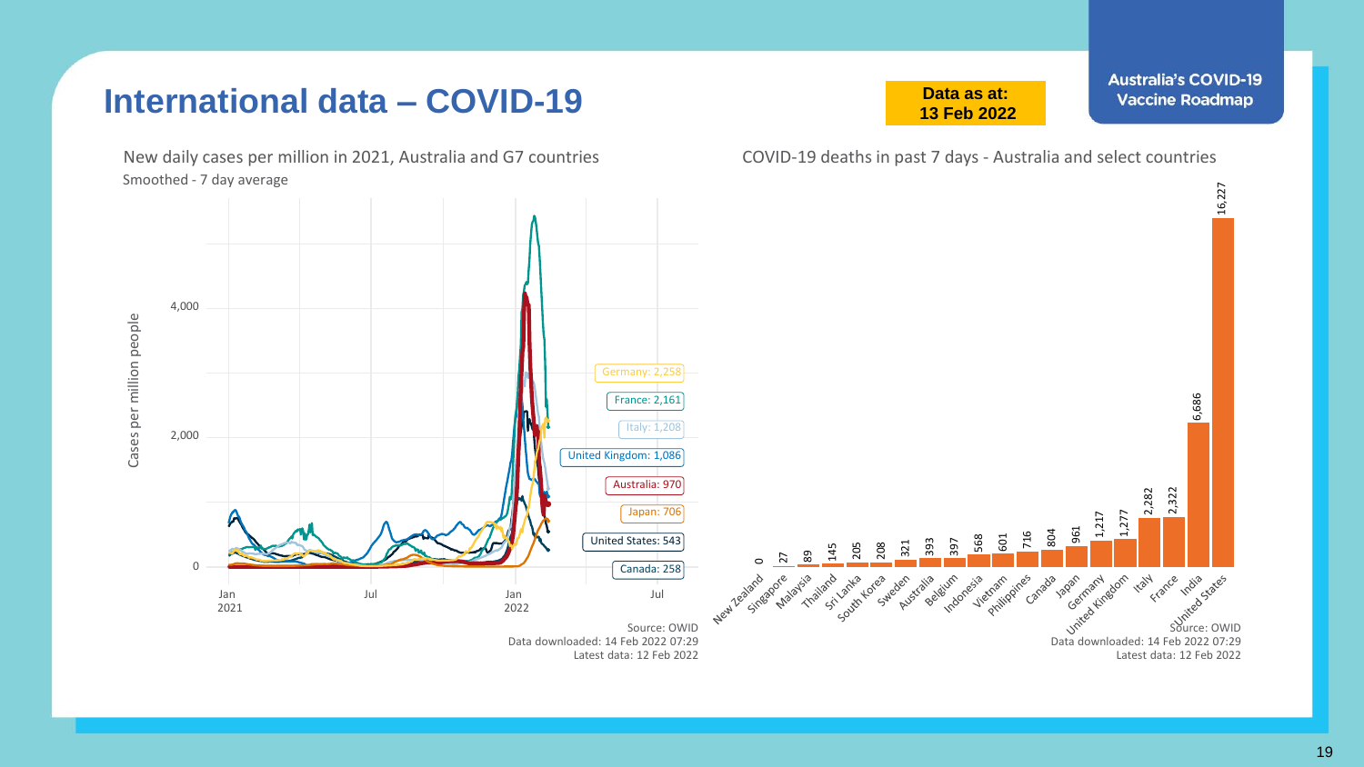# International data – COVID-19

**Data as at: 13 Feb 2022**

**Australia's COVID-19 Vaccine Roadmap**

## New daily cases per million in 2021, Australia and G7 countries

Smoothed - 7 day average

| Country | Cases per million people |
|---|---|
| Germany | 2,258 |
| France | 2,161 |
| Italy | 1,208 |
| United Kingdom | 1,086 |
| Australia | 970 |
| Japan | 706 |
| United States | 543 |
| Canada | 258 |

Source: OWID
Data downloaded: 14 Feb 2022 07:29
Latest data: 12 Feb 2022

## COVID-19 deaths in past 7 days - Australia and select countries

| Country | Deaths |
|---|---|
| New Zealand | 0 |
| Singapore | 27 |
| Malaysia | 89 |
| Thailand | 145 |
| Sri Lanka | 205 |
| South Korea | 208 |
| Sweden | 321 |
| Australia | 393 |
| Belgium | 397 |
| Indonesia | 568 |
| Vietnam | 601 |
| Philippines | 716 |
| Canada | 804 |
| Japan | 961 |
| Germany | 1,217 |
| United Kingdom | 1,277 |
| Italy | 2,282 |
| France | 2,322 |
| India | 6,686 |
| United States | 16,227 |

Source: OWID
Data downloaded: 14 Feb 2022 07:29
Latest data: 12 Feb 2022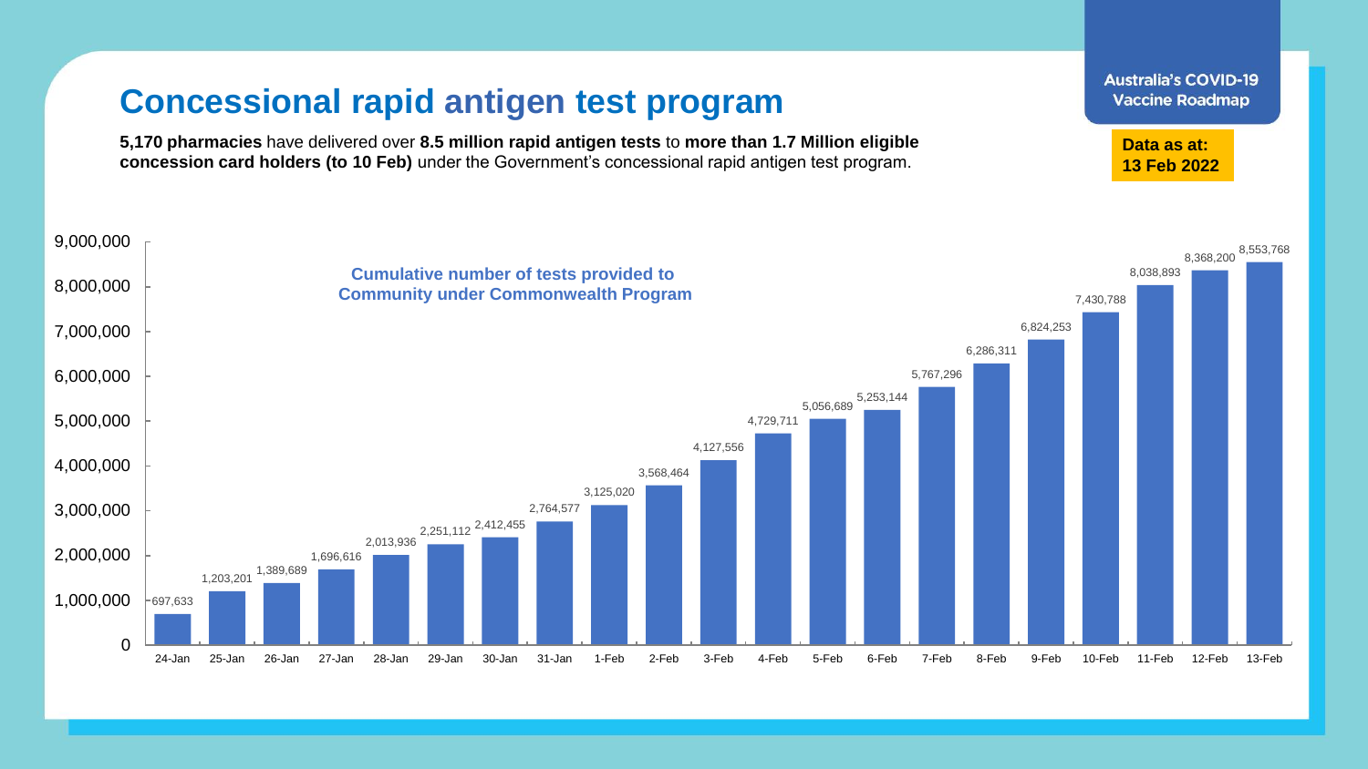# Concessional rapid antigen test program

**5,170 pharmacies** have delivered over **8.5 million rapid antigen tests** to **more than 1.7 Million eligible concession card holders (to 10 Feb)** under the Government's concessional rapid antigen test program.

Australia's COVID-19 Vaccine Roadmap

**Data as at: 13 Feb 2022**

**Cumulative number of tests provided to Community under Commonwealth Program**

| Date | Cumulative tests |
| --- | --- |
| 24-Jan | 697,633 |
| 25-Jan | 1,203,201 |
| 26-Jan | 1,389,689 |
| 27-Jan | 1,696,616 |
| 28-Jan | 2,013,936 |
| 29-Jan | 2,251,112 |
| 30-Jan | 2,412,455 |
| 31-Jan | 2,764,577 |
| 1-Feb | 3,125,020 |
| 2-Feb | 3,568,464 |
| 3-Feb | 4,127,556 |
| 4-Feb | 4,729,711 |
| 5-Feb | 5,056,689 |
| 6-Feb | 5,253,144 |
| 7-Feb | 5,767,296 |
| 8-Feb | 6,286,311 |
| 9-Feb | 6,824,253 |
| 10-Feb | 7,430,788 |
| 11-Feb | 8,038,893 |
| 12-Feb | 8,368,200 |
| 13-Feb | 8,553,768 |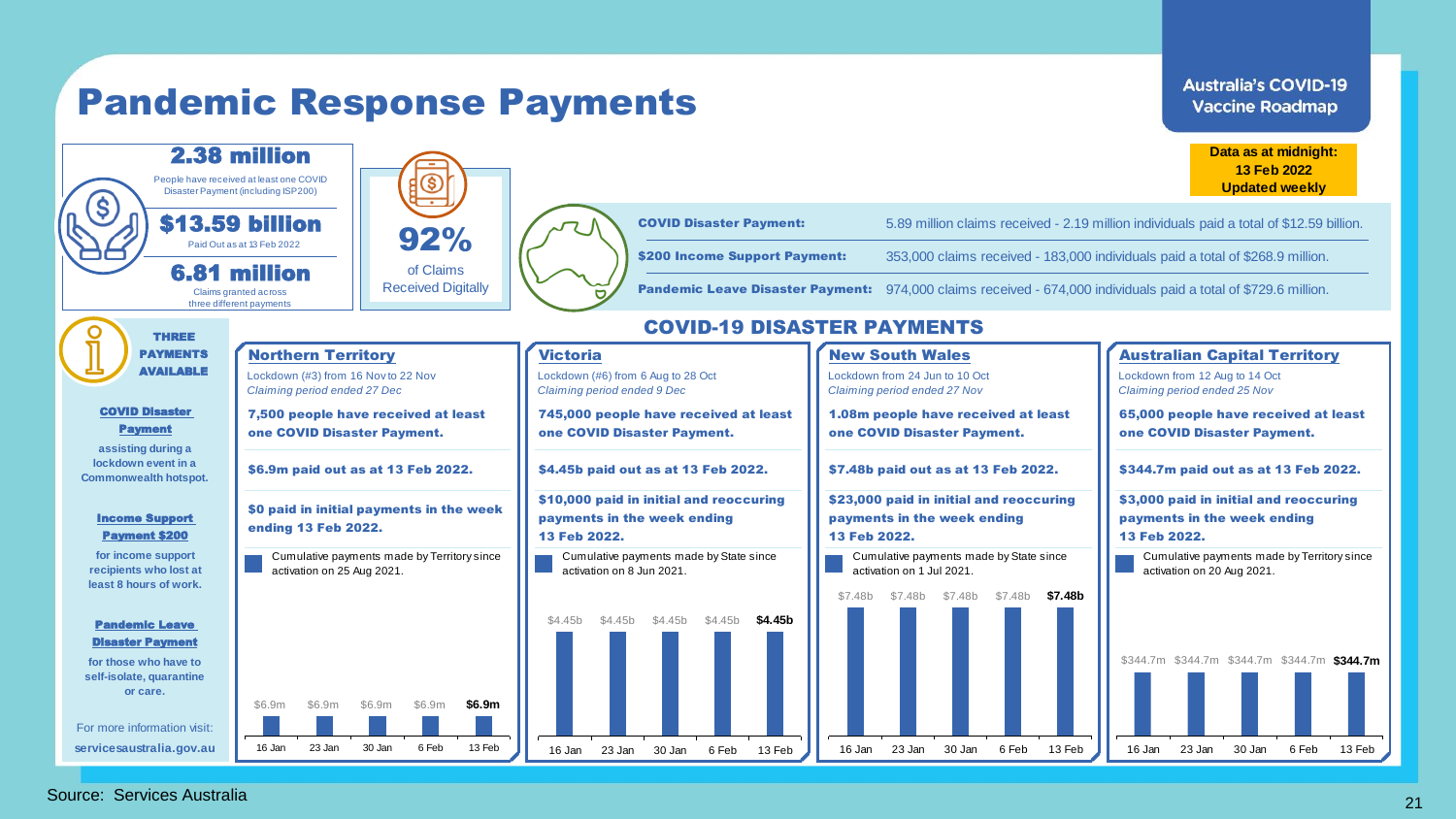# Pandemic Response Payments

**Australia's COVID-19 Vaccine Roadmap**

**Data as at midnight: 13 Feb 2022 Updated weekly**

**2.38 million**

People have received at least one COVID Disaster Payment (including ISP200)

**$13.59 billion**

Paid Out as at 13 Feb 2022

**6.81 million**

Claims granted across three different payments

**92%**

of Claims Received Digitally

| | |
|---|---|
| **COVID Disaster Payment:** | 5.89 million claims received - 2.19 million individuals paid a total of $12.59 billion. |
| **$200 Income Support Payment:** | 353,000 claims received - 183,000 individuals paid a total of $268.9 million. |
| **Pandemic Leave Disaster Payment:** | 974,000 claims received - 674,000 individuals paid a total of $729.6 million. |

**THREE PAYMENTS AVAILABLE**

**COVID Disaster Payment**
assisting during a lockdown event in a Commonwealth hotspot.

**Income Support Payment $200**
for income support recipients who lost at least 8 hours of work.

**Pandemic Leave Disaster Payment**
for those who have to self-isolate, quarantine or care.

For more information visit: **servicesaustralia.gov.au**

## COVID-19 DISASTER PAYMENTS

### Northern Territory

Lockdown (#3) from 16 Nov to 22 Nov
*Claiming period ended 27 Dec*

**7,500 people have received at least one COVID Disaster Payment.**

**$6.9m paid out as at 13 Feb 2022.**

**$0 paid in initial payments in the week ending 13 Feb 2022.**

Cumulative payments made by Territory since activation on 25 Aug 2021.

| 16 Jan | 23 Jan | 30 Jan | 6 Feb | 13 Feb |
|---|---|---|---|---|
| $6.9m | $6.9m | $6.9m | $6.9m | **$6.9m** |

### Victoria

Lockdown (#6) from 6 Aug to 28 Oct
*Claiming period ended 9 Dec*

**745,000 people have received at least one COVID Disaster Payment.**

**$4.45b paid out as at 13 Feb 2022.**

**$10,000 paid in initial and reoccuring payments in the week ending 13 Feb 2022.**

Cumulative payments made by State since activation on 8 Jun 2021.

| 16 Jan | 23 Jan | 30 Jan | 6 Feb | 13 Feb |
|---|---|---|---|---|
| $4.45b | $4.45b | $4.45b | $4.45b | **$4.45b** |

### New South Wales

Lockdown from 24 Jun to 10 Oct
*Claiming period ended 27 Nov*

**1.08m people have received at least one COVID Disaster Payment.**

**$7.48b paid out as at 13 Feb 2022.**

**$23,000 paid in initial and reoccuring payments in the week ending 13 Feb 2022.**

Cumulative payments made by State since activation on 1 Jul 2021.

| 16 Jan | 23 Jan | 30 Jan | 6 Feb | 13 Feb |
|---|---|---|---|---|
| $7.48b | $7.48b | $7.48b | $7.48b | **$7.48b** |

### Australian Capital Territory

Lockdown from 12 Aug to 14 Oct
*Claiming period ended 25 Nov*

**65,000 people have received at least one COVID Disaster Payment.**

**$344.7m paid out as at 13 Feb 2022.**

**$3,000 paid in initial and reoccuring payments in the week ending 13 Feb 2022.**

Cumulative payments made by Territory since activation on 20 Aug 2021.

| 16 Jan | 23 Jan | 30 Jan | 6 Feb | 13 Feb |
|---|---|---|---|---|
| $344.7m | $344.7m | $344.7m | $344.7m | **$344.7m** |

Source: Services Australia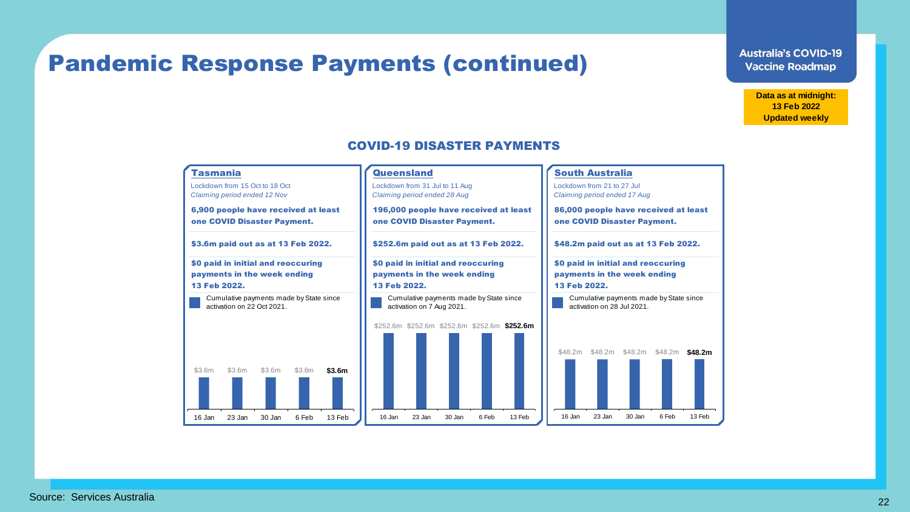# Pandemic Response Payments (continued)

**Australia's COVID-19 Vaccine Roadmap**

**Data as at midnight: 13 Feb 2022 Updated weekly**

## COVID-19 DISASTER PAYMENTS

### Tasmania

Lockdown from 15 Oct to 18 Oct
*Claiming period ended 12 Nov*

**6,900 people have received at least one COVID Disaster Payment.**

**$3.6m paid out as at 13 Feb 2022.**

**$0 paid in initial and reoccuring payments in the week ending 13 Feb 2022.**

Cumulative payments made by State since activation on 22 Oct 2021.

| 16 Jan | 23 Jan | 30 Jan | 6 Feb | 13 Feb |
|---|---|---|---|---|
| $3.6m | $3.6m | $3.6m | $3.6m | **$3.6m** |

### Queensland

Lockdown from 31 Jul to 11 Aug
*Claiming period ended 28 Aug*

**196,000 people have received at least one COVID Disaster Payment.**

**$252.6m paid out as at 13 Feb 2022.**

**$0 paid in initial and reoccuring payments in the week ending 13 Feb 2022.**

Cumulative payments made by State since activation on 7 Aug 2021.

| 16 Jan | 23 Jan | 30 Jan | 6 Feb | 13 Feb |
|---|---|---|---|---|
| $252.6m | $252.6m | $252.6m | $252.6m | **$252.6m** |

### South Australia

Lockdown from 21 to 27 Jul
*Claiming period ended 17 Aug*

**86,000 people have received at least one COVID Disaster Payment.**

**$48.2m paid out as at 13 Feb 2022.**

**$0 paid in initial and reoccuring payments in the week ending 13 Feb 2022.**

Cumulative payments made by State since activation on 28 Jul 2021.

| 16 Jan | 23 Jan | 30 Jan | 6 Feb | 13 Feb |
|---|---|---|---|---|
| $48.2m | $48.2m | $48.2m | $48.2m | **$48.2m** |

Source: Services Australia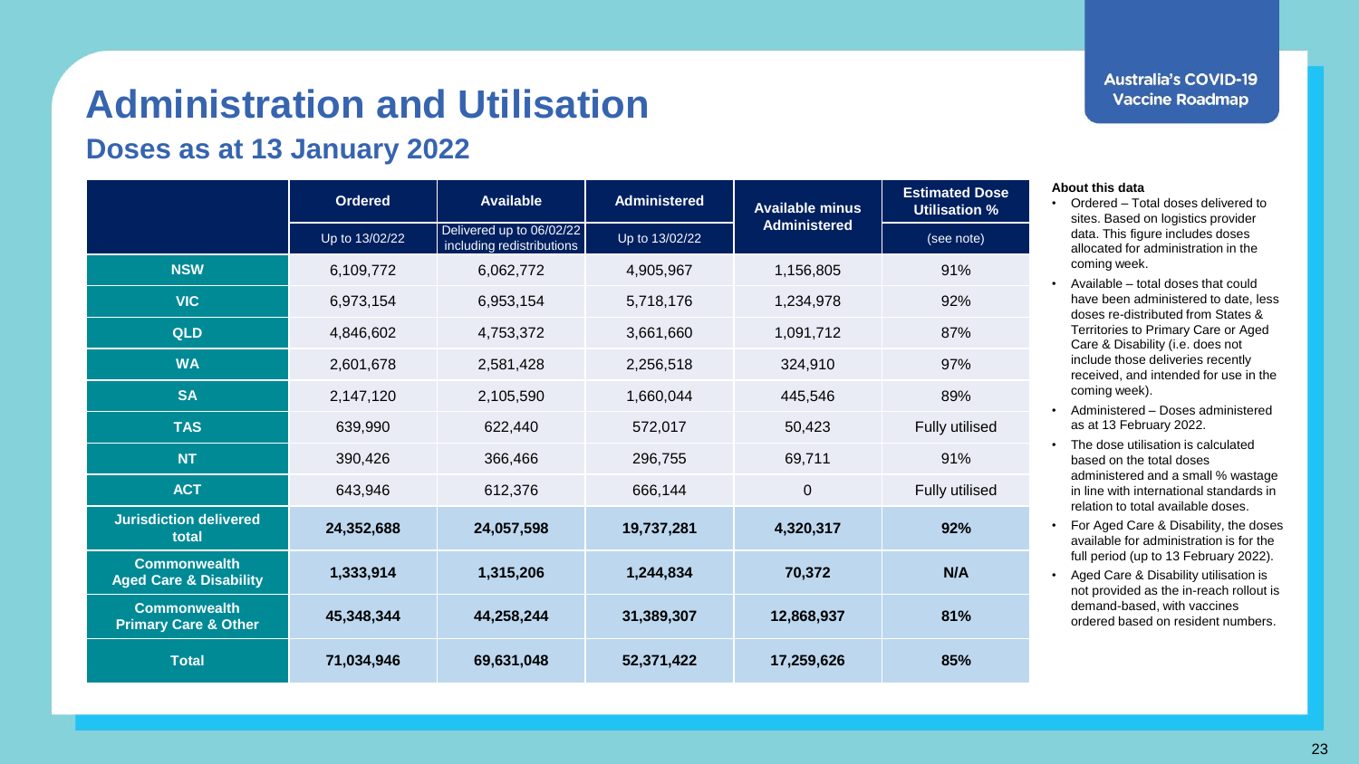Australia's COVID-19 Vaccine Roadmap

# Administration and Utilisation

## Doses as at 13 January 2022

| | Ordered | Available | Administered | Available minus Administered | Estimated Dose Utilisation % |
|---|---|---|---|---|---|
| | Up to 13/02/22 | Delivered up to 06/02/22 including redistributions | Up to 13/02/22 | | (see note) |
| **NSW** | 6,109,772 | 6,062,772 | 4,905,967 | 1,156,805 | 91% |
| **VIC** | 6,973,154 | 6,953,154 | 5,718,176 | 1,234,978 | 92% |
| **QLD** | 4,846,602 | 4,753,372 | 3,661,660 | 1,091,712 | 87% |
| **WA** | 2,601,678 | 2,581,428 | 2,256,518 | 324,910 | 97% |
| **SA** | 2,147,120 | 2,105,590 | 1,660,044 | 445,546 | 89% |
| **TAS** | 639,990 | 622,440 | 572,017 | 50,423 | Fully utilised |
| **NT** | 390,426 | 366,466 | 296,755 | 69,711 | 91% |
| **ACT** | 643,946 | 612,376 | 666,144 | 0 | Fully utilised |
| **Jurisdiction delivered total** | **24,352,688** | **24,057,598** | **19,737,281** | **4,320,317** | **92%** |
| **Commonwealth Aged Care & Disability** | **1,333,914** | **1,315,206** | **1,244,834** | **70,372** | **N/A** |
| **Commonwealth Primary Care & Other** | **45,348,344** | **44,258,244** | **31,389,307** | **12,868,937** | **81%** |
| **Total** | **71,034,946** | **69,631,048** | **52,371,422** | **17,259,626** | **85%** |

**About this data**

- Ordered – Total doses delivered to sites. Based on logistics provider data. This figure includes doses allocated for administration in the coming week.
- Available – total doses that could have been administered to date, less doses re-distributed from States & Territories to Primary Care or Aged Care & Disability (i.e. does not include those deliveries recently received, and intended for use in the coming week).
- Administered – Doses administered as at 13 February 2022.
- The dose utilisation is calculated based on the total doses administered and a small % wastage in line with international standards in relation to total available doses.
- For Aged Care & Disability, the doses available for administration is for the full period (up to 13 February 2022).
- Aged Care & Disability utilisation is not provided as the in-reach rollout is demand-based, with vaccines ordered based on resident numbers.